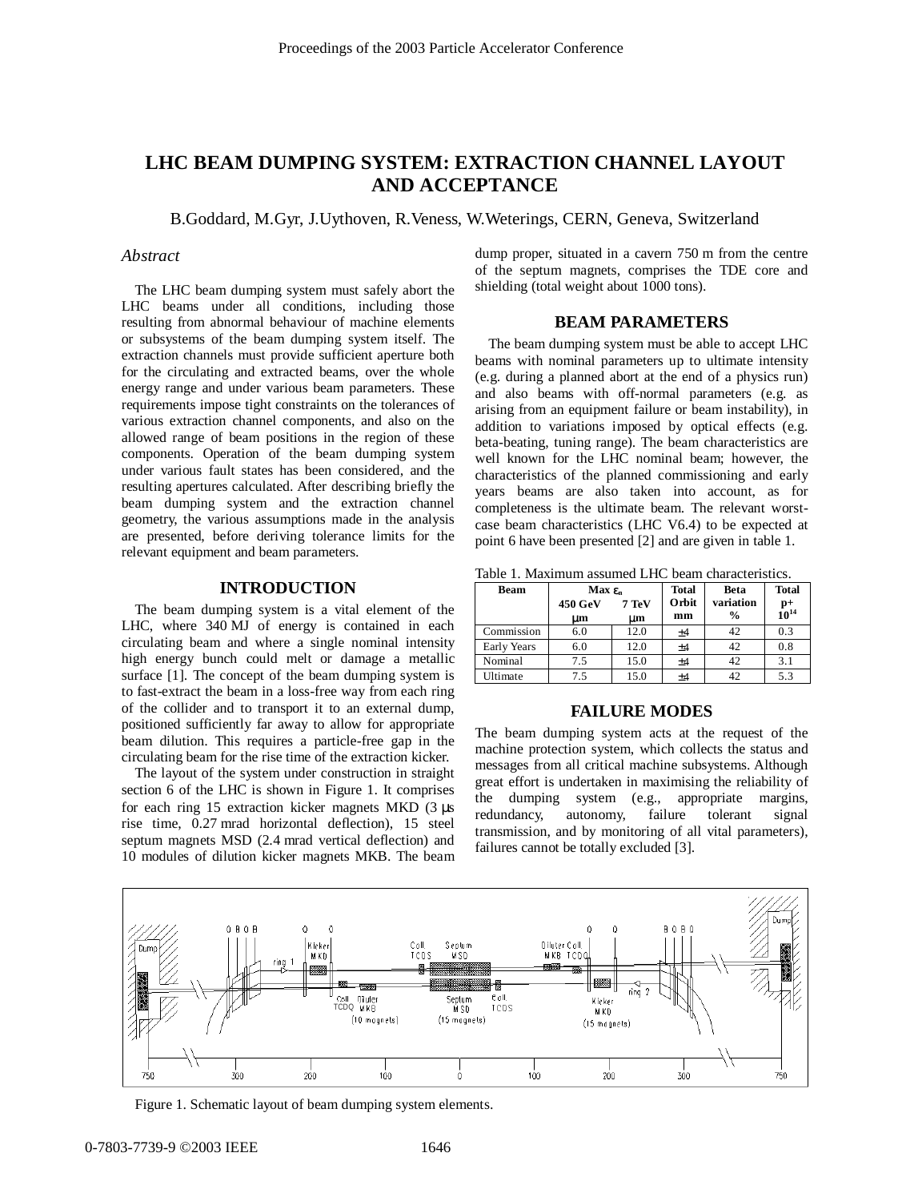# LHC BEAM DUMPING SYSTEM: EXTRACTION CHANNEL LAYOUT AND ACCEPTANCE

B.Goddard, M.Gyr, J.Uythoven, R.Veness, W.Weterings, CERN, Geneva, Switzerland

## *Abstract*

The LHC beam dumping system must safely abort the LHC beams under all conditions, including those resulting from abnormal behaviour of machine elements or subsystems of the beam dumping system itself. The extraction channels must provide sufficient aperture both for the circulating and extracted beams, over the whole energy range and under various beam parameters. These requirements impose tight constraints on the tolerances of various extraction channel components, and also on the allowed range of beam positions in the region of these components. Operation of the beam dumping system under various fault states has been considered, and the resulting apertures calculated. After describing briefly the beam dumping system and the extraction channel geometry, the various assumptions made in the analysis are presented, before deriving tolerance limits for the relevant equipment and beam parameters.

## INTRODUCTION

The beam dumping system is a vital element of the LHC, where 340 MJ of energy is contained in each circulating beam and where a single nominal intensity high energy bunch could melt or damage a metallic surface [1]. The concept of the beam dumping system is to fast-extract the beam in a loss-free way from each ring of the collider and to transport it to an external dump, positioned sufficiently far away to allow for appropriate beam dilution. This requires a particle-free gap in the circulating beam for the rise time of the extraction kicker.

The layout of the system under construction in straight section 6 of the LHC is shown in Figure 1. It comprises for each ring 15 extraction kicker magnets MKD (3 μs rise time, 0.27 mrad horizontal deflection), 15 steel septum magnets MSD (2.4 mrad vertical deflection) and 10 modules of dilution kicker magnets MKB. The beam dump proper, situated in a cavern 750 m from the centre of the septum magnets, comprises the TDE core and shielding (total weight about 1000 tons).

## BEAM PARAMETERS

The beam dumping system must be able to accept LHC beams with nominal parameters up to ultimate intensity (e.g. during a planned abort at the end of a physics run) and also beams with off-normal parameters (e.g. as arising from an equipment failure or beam instability), in addition to variations imposed by optical effects (e.g. beta-beating, tuning range). The beam characteristics are well known for the LHC nominal beam; however, the characteristics of the planned commissioning and early years beams are also taken into account, as for completeness is the ultimate beam. The relevant worst-case beam characteristics (LHC V6.4) to be expected at point 6 have been presented [2] and are given in table 1.

Table 1. Maximum assumed LHC beam characteristics.

| Beam | Max $\varepsilon_n$ 450 GeV μm | 7 TeV μm | Total Orbit mm | Beta variation % | Total p+ $10^{14}$ |
|---|---|---|---|---|---|
| Commission | 6.0 | 12.0 | ±4 | 42 | 0.3 |
| Early Years | 6.0 | 12.0 | ±4 | 42 | 0.8 |
| Nominal | 7.5 | 15.0 | ±4 | 42 | 3.1 |
| Ultimate | 7.5 | 15.0 | ±4 | 42 | 5.3 |

## FAILURE MODES

The beam dumping system acts at the request of the machine protection system, which collects the status and messages from all critical machine subsystems. Although great effort is undertaken in maximising the reliability of the dumping system (e.g., appropriate margins, redundancy, autonomy, failure tolerant signal transmission, and by monitoring of all vital parameters), failures cannot be totally excluded [3].

Figure 1. Schematic layout of beam dumping system elements.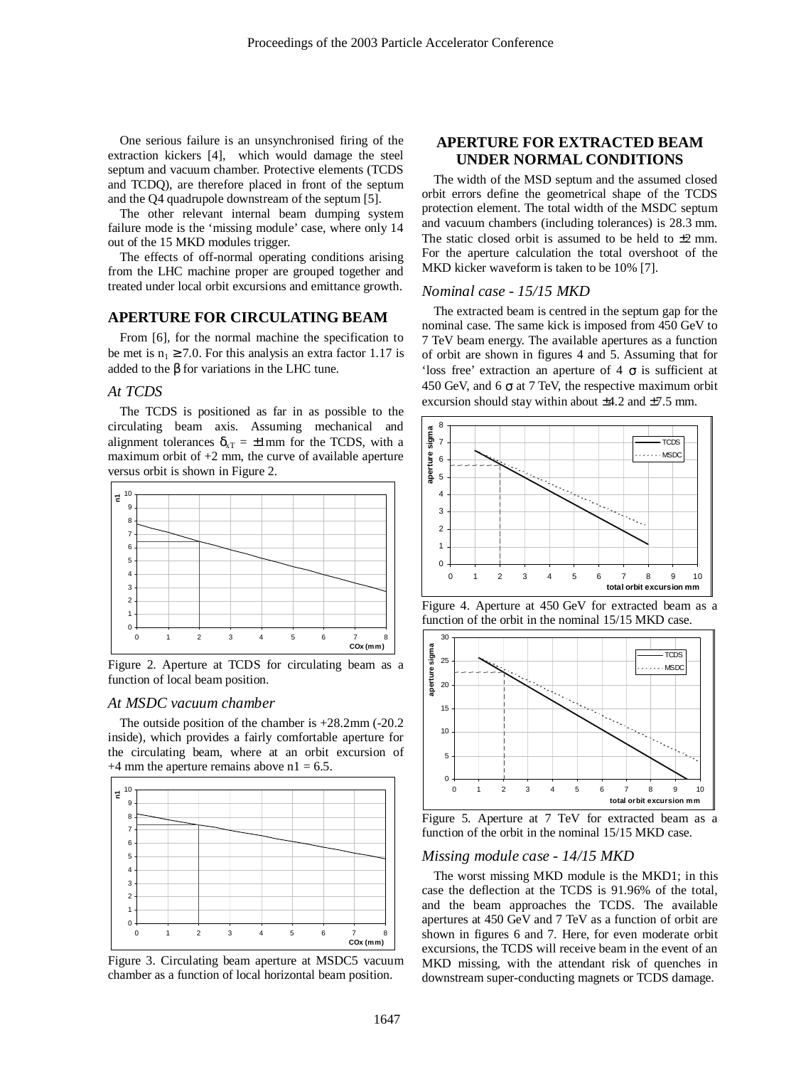One serious failure is an unsynchronised firing of the extraction kickers [4], which would damage the steel septum and vacuum chamber. Protective elements (TCDS and TCDQ), are therefore placed in front of the septum and the Q4 quadrupole downstream of the septum [5].

The other relevant internal beam dumping system failure mode is the 'missing module' case, where only 14 out of the 15 MKD modules trigger.

The effects of off-normal operating conditions arising from the LHC machine proper are grouped together and treated under local orbit excursions and emittance growth.

## APERTURE FOR CIRCULATING BEAM

From [6], for the normal machine the specification to be met is $n_1 \geq 7.0$. For this analysis an extra factor 1.17 is added to the $\beta$ for variations in the LHC tune.

### *At TCDS*

The TCDS is positioned as far in as possible to the circulating beam axis. Assuming mechanical and alignment tolerances $\delta_{xT} = \pm 1$mm for the TCDS, with a maximum orbit of +2 mm, the curve of available aperture versus orbit is shown in Figure 2.

Figure 2. Aperture at TCDS for circulating beam as a function of local beam position.

### *At MSDC vacuum chamber*

The outside position of the chamber is +28.2mm (-20.2 inside), which provides a fairly comfortable aperture for the circulating beam, where at an orbit excursion of +4 mm the aperture remains above n1 = 6.5.

Figure 3. Circulating beam aperture at MSDC5 vacuum chamber as a function of local horizontal beam position.

## APERTURE FOR EXTRACTED BEAM UNDER NORMAL CONDITIONS

The width of the MSD septum and the assumed closed orbit errors define the geometrical shape of the TCDS protection element. The total width of the MSDC septum and vacuum chambers (including tolerances) is 28.3 mm. The static closed orbit is assumed to be held to ±2 mm. For the aperture calculation the total overshoot of the MKD kicker waveform is taken to be 10% [7].

### *Nominal case - 15/15 MKD*

The extracted beam is centred in the septum gap for the nominal case. The same kick is imposed from 450 GeV to 7 TeV beam energy. The available apertures as a function of orbit are shown in figures 4 and 5. Assuming that for 'loss free' extraction an aperture of 4 $\sigma$ is sufficient at 450 GeV, and 6 $\sigma$ at 7 TeV, the respective maximum orbit excursion should stay within about ±4.2 and ±7.5 mm.

Figure 4. Aperture at 450 GeV for extracted beam as a function of the orbit in the nominal 15/15 MKD case.

Figure 5. Aperture at 7 TeV for extracted beam as a function of the orbit in the nominal 15/15 MKD case.

### *Missing module case - 14/15 MKD*

The worst missing MKD module is the MKD1; in this case the deflection at the TCDS is 91.96% of the total, and the beam approaches the TCDS. The available apertures at 450 GeV and 7 TeV as a function of orbit are shown in figures 6 and 7. Here, for even moderate orbit excursions, the TCDS will receive beam in the event of an MKD missing, with the attendant risk of quenches in downstream super-conducting magnets or TCDS damage.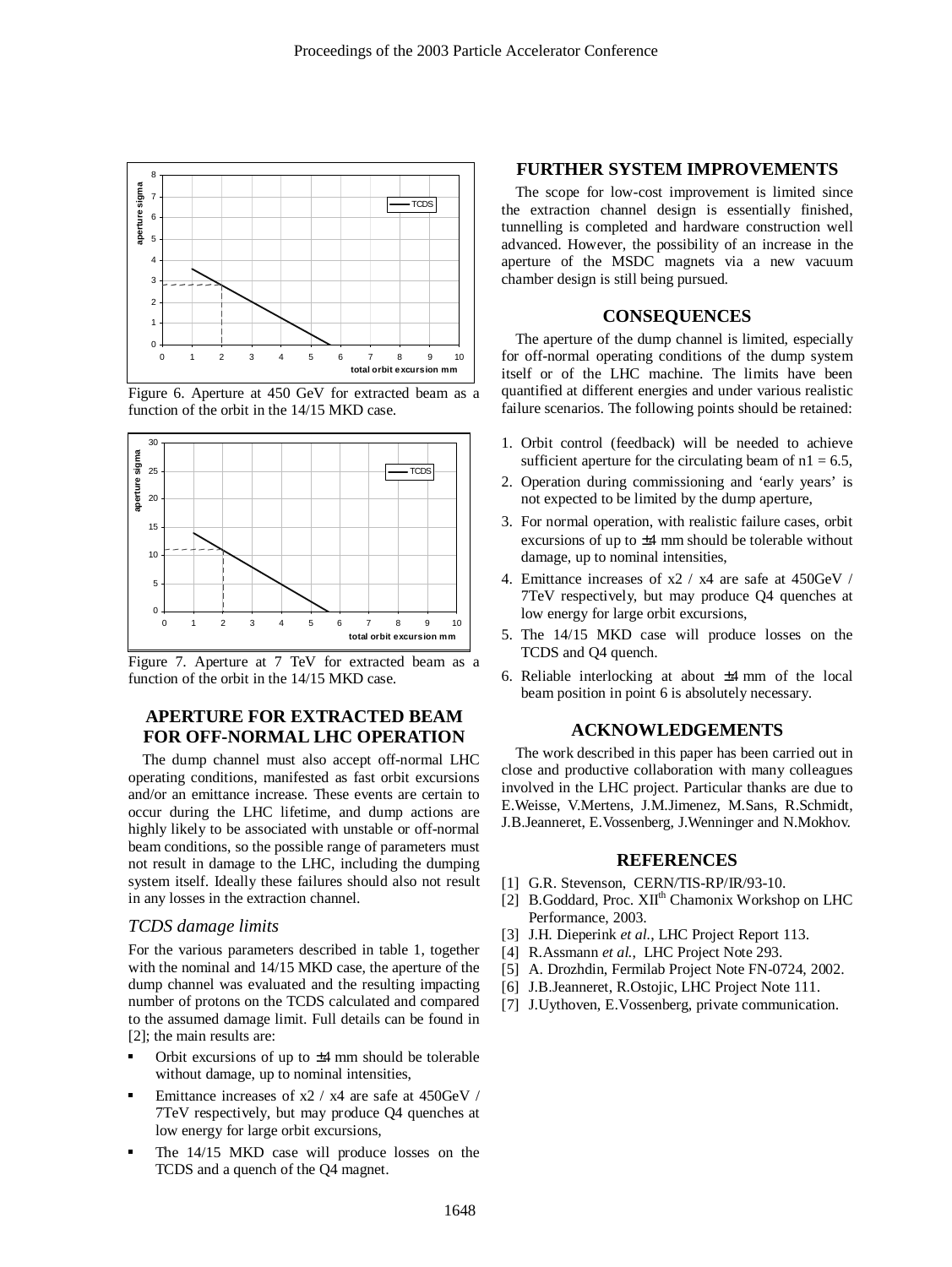aperture sigma

8
7
6
5
4
3
2
1
0

0 1 2 3 4 5 6 7 8 9 10

total orbit excursion mm

TCDS

Figure 6. Aperture at 450 GeV for extracted beam as a function of the orbit in the 14/15 MKD case.

aperture sigma

30
25
20
15
10
5
0

0 1 2 3 4 5 6 7 8 9 10

total orbit excursion mm

TCDS

Figure 7. Aperture at 7 TeV for extracted beam as a function of the orbit in the 14/15 MKD case.

## APERTURE FOR EXTRACTED BEAM FOR OFF-NORMAL LHC OPERATION

The dump channel must also accept off-normal LHC operating conditions, manifested as fast orbit excursions and/or an emittance increase. These events are certain to occur during the LHC lifetime, and dump actions are highly likely to be associated with unstable or off-normal beam conditions, so the possible range of parameters must not result in damage to the LHC, including the dumping system itself. Ideally these failures should also not result in any losses in the extraction channel.

### *TCDS damage limits*

For the various parameters described in table 1, together with the nominal and 14/15 MKD case, the aperture of the dump channel was evaluated and the resulting impacting number of protons on the TCDS calculated and compared to the assumed damage limit. Full details can be found in [2]; the main results are:

- Orbit excursions of up to ±4 mm should be tolerable without damage, up to nominal intensities,
- Emittance increases of x2 / x4 are safe at 450GeV / 7TeV respectively, but may produce Q4 quenches at low energy for large orbit excursions,
- The 14/15 MKD case will produce losses on the TCDS and a quench of the Q4 magnet.

## FURTHER SYSTEM IMPROVEMENTS

The scope for low-cost improvement is limited since the extraction channel design is essentially finished, tunnelling is completed and hardware construction well advanced. However, the possibility of an increase in the aperture of the MSDC magnets via a new vacuum chamber design is still being pursued.

## CONSEQUENCES

The aperture of the dump channel is limited, especially for off-normal operating conditions of the dump system itself or of the LHC machine. The limits have been quantified at different energies and under various realistic failure scenarios. The following points should be retained:

1. Orbit control (feedback) will be needed to achieve sufficient aperture for the circulating beam of n1 = 6.5,
2. Operation during commissioning and 'early years' is not expected to be limited by the dump aperture,
3. For normal operation, with realistic failure cases, orbit excursions of up to ±4 mm should be tolerable without damage, up to nominal intensities,
4. Emittance increases of x2 / x4 are safe at 450GeV / 7TeV respectively, but may produce Q4 quenches at low energy for large orbit excursions,
5. The 14/15 MKD case will produce losses on the TCDS and Q4 quench.
6. Reliable interlocking at about ±4 mm of the local beam position in point 6 is absolutely necessary.

## ACKNOWLEDGEMENTS

The work described in this paper has been carried out in close and productive collaboration with many colleagues involved in the LHC project. Particular thanks are due to E.Weisse, V.Mertens, J.M.Jimenez, M.Sans, R.Schmidt, J.B.Jeanneret, E.Vossenberg, J.Wenninger and N.Mokhov.

## REFERENCES

[1] G.R. Stevenson, CERN/TIS-RP/IR/93-10.
[2] B.Goddard, Proc. XII$^{th}$ Chamonix Workshop on LHC Performance, 2003.
[3] J.H. Dieperink *et al.*, LHC Project Report 113.
[4] R.Assmann *et al.*, LHC Project Note 293.
[5] A. Drozhdin, Fermilab Project Note FN-0724, 2002.
[6] J.B.Jeanneret, R.Ostojic, LHC Project Note 111.
[7] J.Uythoven, E.Vossenberg, private communication.